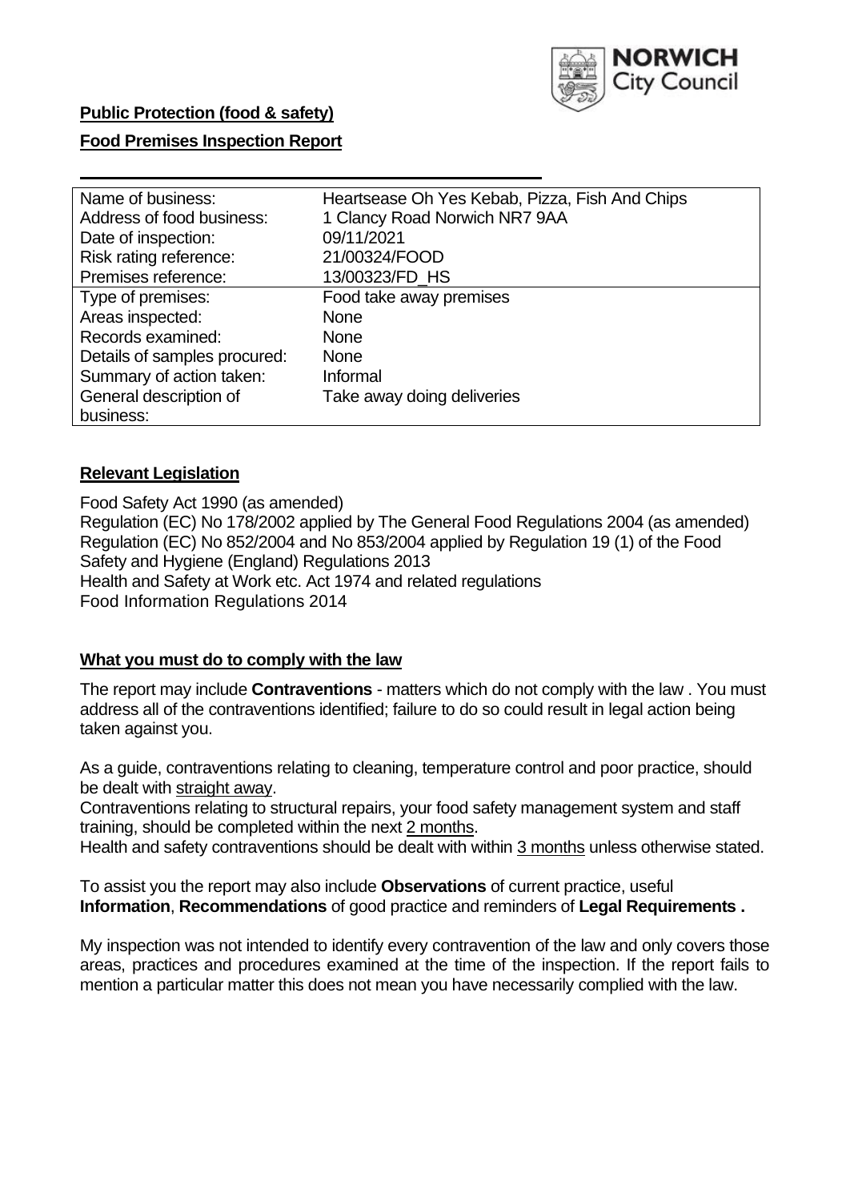**Public Protection (food & safety)**

**Food Premises Inspection Report**

| | |
|---|---|
| Name of business: | Heartsease Oh Yes Kebab, Pizza, Fish And Chips |
| Address of food business: | 1 Clancy Road Norwich NR7 9AA |
| Date of inspection: | 09/11/2021 |
| Risk rating reference: | 21/00324/FOOD |
| Premises reference: | 13/00323/FD_HS |
| Type of premises: | Food take away premises |
| Areas inspected: | None |
| Records examined: | None |
| Details of samples procured: | None |
| Summary of action taken: | Informal |
| General description of business: | Take away doing deliveries |

## Relevant Legislation

Food Safety Act 1990 (as amended)
Regulation (EC) No 178/2002 applied by The General Food Regulations 2004 (as amended)
Regulation (EC) No 852/2004 and No 853/2004 applied by Regulation 19 (1) of the Food Safety and Hygiene (England) Regulations 2013
Health and Safety at Work etc. Act 1974 and related regulations
Food Information Regulations 2014

## What you must do to comply with the law

The report may include **Contraventions** - matters which do not comply with the law . You must address all of the contraventions identified; failure to do so could result in legal action being taken against you.

As a guide, contraventions relating to cleaning, temperature control and poor practice, should be dealt with straight away.
Contraventions relating to structural repairs, your food safety management system and staff training, should be completed within the next 2 months.
Health and safety contraventions should be dealt with within 3 months unless otherwise stated.

To assist you the report may also include **Observations** of current practice, useful **Information**, **Recommendations** of good practice and reminders of **Legal Requirements .**

My inspection was not intended to identify every contravention of the law and only covers those areas, practices and procedures examined at the time of the inspection. If the report fails to mention a particular matter this does not mean you have necessarily complied with the law.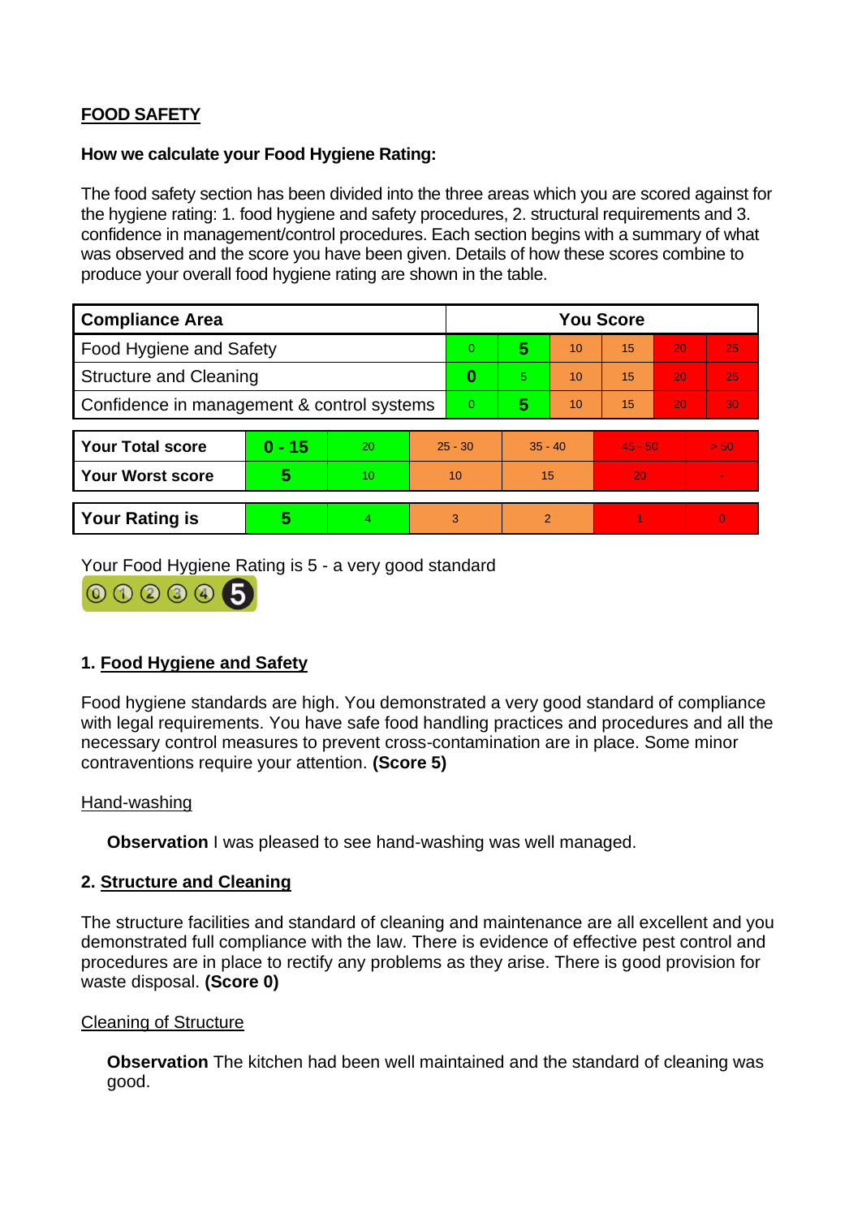**FOOD SAFETY**

**How we calculate your Food Hygiene Rating:**

The food safety section has been divided into the three areas which you are scored against for the hygiene rating: 1. food hygiene and safety procedures, 2. structural requirements and 3. confidence in management/control procedures. Each section begins with a summary of what was observed and the score you have been given. Details of how these scores combine to produce your overall food hygiene rating are shown in the table.

| Compliance Area | You Score | | | | | |
|---|---|---|---|---|---|---|
| Food Hygiene and Safety | 0 | **5** | 10 | 15 | 20 | 25 |
| Structure and Cleaning | **0** | 5 | 10 | 15 | 20 | 25 |
| Confidence in management & control systems | 0 | **5** | 10 | 15 | 20 | 30 |

| | | | | | | |
|---|---|---|---|---|---|---|
| **Your Total score** | **0 - 15** | 20 | 25 - 30 | 35 - 40 | 45 - 50 | > 50 |
| **Your Worst score** | **5** | 10 | 10 | 15 | 20 | - |

| | | | | | | |
|---|---|---|---|---|---|---|
| **Your Rating is** | **5** | 4 | 3 | 2 | 1 | 0 |

Your Food Hygiene Rating is 5 - a very good standard

## 1. Food Hygiene and Safety

Food hygiene standards are high. You demonstrated a very good standard of compliance with legal requirements. You have safe food handling practices and procedures and all the necessary control measures to prevent cross-contamination are in place. Some minor contraventions require your attention. **(Score 5)**

Hand-washing

**Observation** I was pleased to see hand-washing was well managed.

## 2. Structure and Cleaning

The structure facilities and standard of cleaning and maintenance are all excellent and you demonstrated full compliance with the law. There is evidence of effective pest control and procedures are in place to rectify any problems as they arise. There is good provision for waste disposal. **(Score 0)**

Cleaning of Structure

**Observation** The kitchen had been well maintained and the standard of cleaning was good.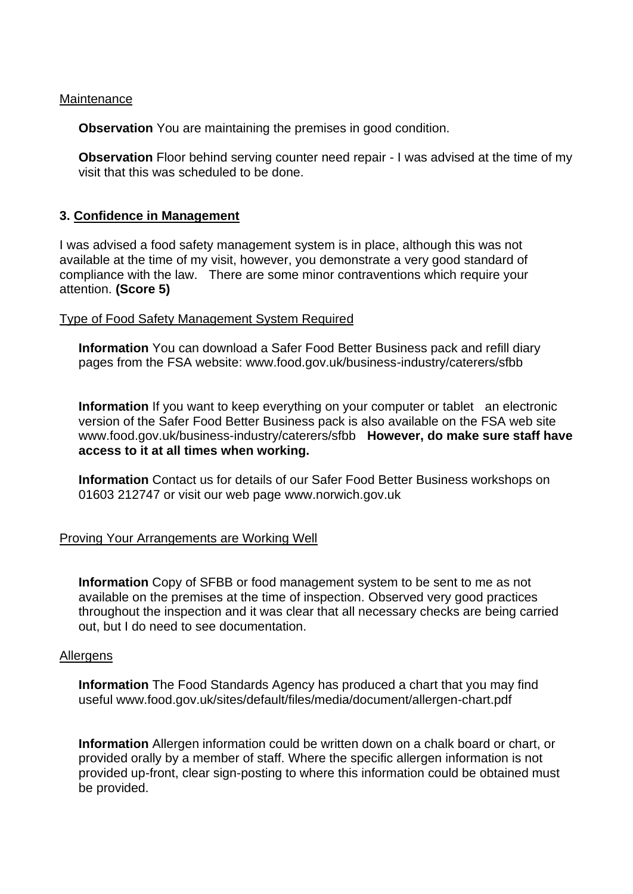Maintenance

**Observation** You are maintaining the premises in good condition.

**Observation** Floor behind serving counter need repair - I was advised at the time of my visit that this was scheduled to be done.

### 3. Confidence in Management

I was advised a food safety management system is in place, although this was not available at the time of my visit, however, you demonstrate a very good standard of compliance with the law. There are some minor contraventions which require your attention. **(Score 5)**

Type of Food Safety Management System Required

**Information** You can download a Safer Food Better Business pack and refill diary pages from the FSA website: www.food.gov.uk/business-industry/caterers/sfbb

**Information** If you want to keep everything on your computer or tablet an electronic version of the Safer Food Better Business pack is also available on the FSA web site www.food.gov.uk/business-industry/caterers/sfbb **However, do make sure staff have access to it at all times when working.**

**Information** Contact us for details of our Safer Food Better Business workshops on 01603 212747 or visit our web page www.norwich.gov.uk

Proving Your Arrangements are Working Well

**Information** Copy of SFBB or food management system to be sent to me as not available on the premises at the time of inspection. Observed very good practices throughout the inspection and it was clear that all necessary checks are being carried out, but I do need to see documentation.

Allergens

**Information** The Food Standards Agency has produced a chart that you may find useful www.food.gov.uk/sites/default/files/media/document/allergen-chart.pdf

**Information** Allergen information could be written down on a chalk board or chart, or provided orally by a member of staff. Where the specific allergen information is not provided up-front, clear sign-posting to where this information could be obtained must be provided.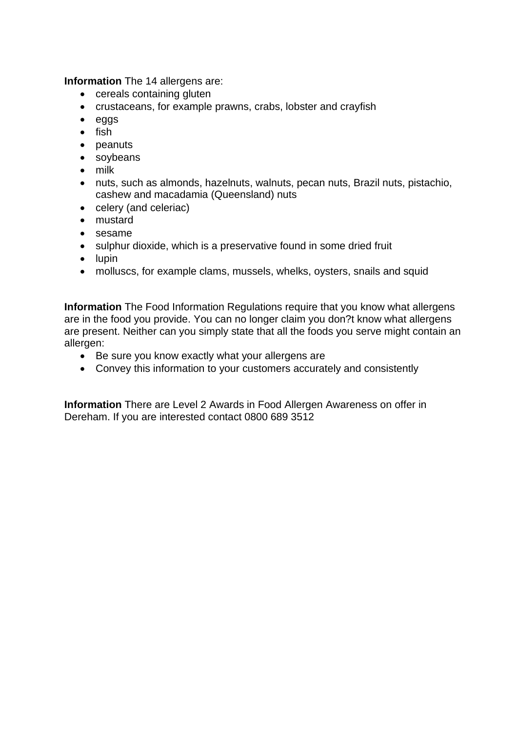**Information** The 14 allergens are:

- cereals containing gluten
- crustaceans, for example prawns, crabs, lobster and crayfish
- eggs
- fish
- peanuts
- soybeans
- milk
- nuts, such as almonds, hazelnuts, walnuts, pecan nuts, Brazil nuts, pistachio, cashew and macadamia (Queensland) nuts
- celery (and celeriac)
- mustard
- sesame
- sulphur dioxide, which is a preservative found in some dried fruit
- lupin
- molluscs, for example clams, mussels, whelks, oysters, snails and squid

**Information** The Food Information Regulations require that you know what allergens are in the food you provide. You can no longer claim you don?t know what allergens are present. Neither can you simply state that all the foods you serve might contain an allergen:

- Be sure you know exactly what your allergens are
- Convey this information to your customers accurately and consistently

**Information** There are Level 2 Awards in Food Allergen Awareness on offer in Dereham. If you are interested contact 0800 689 3512